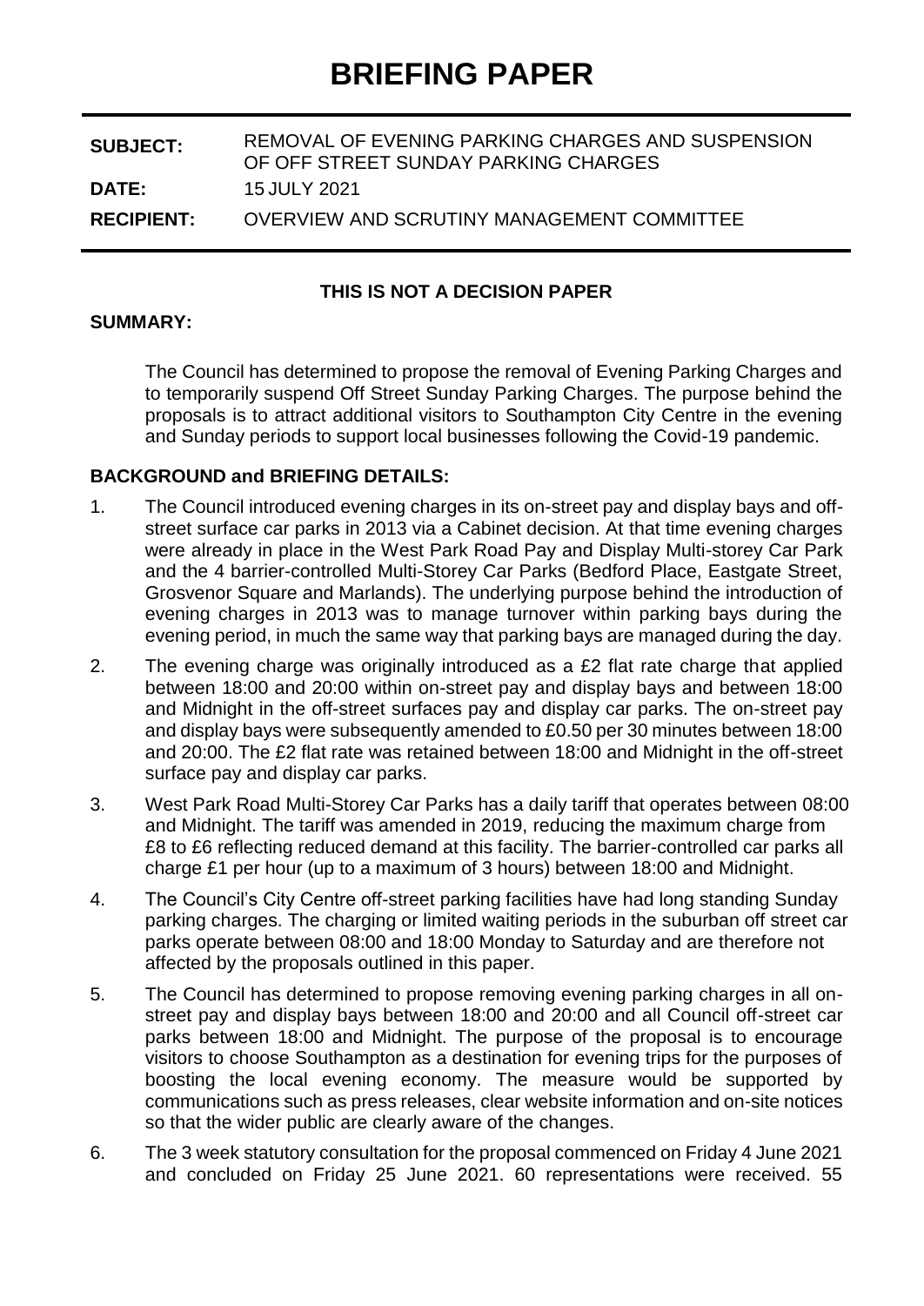# BRIEFING PAPER

| | |
|---|---|
| **SUBJECT:** | REMOVAL OF EVENING PARKING CHARGES AND SUSPENSION OF OFF STREET SUNDAY PARKING CHARGES |
| **DATE:** | 15 JULY 2021 |
| **RECIPIENT:** | OVERVIEW AND SCRUTINY MANAGEMENT COMMITTEE |

**THIS IS NOT A DECISION PAPER**

**SUMMARY:**

The Council has determined to propose the removal of Evening Parking Charges and to temporarily suspend Off Street Sunday Parking Charges. The purpose behind the proposals is to attract additional visitors to Southampton City Centre in the evening and Sunday periods to support local businesses following the Covid-19 pandemic.

**BACKGROUND and BRIEFING DETAILS:**

1. The Council introduced evening charges in its on-street pay and display bays and off-street surface car parks in 2013 via a Cabinet decision. At that time evening charges were already in place in the West Park Road Pay and Display Multi-storey Car Park and the 4 barrier-controlled Multi-Storey Car Parks (Bedford Place, Eastgate Street, Grosvenor Square and Marlands). The underlying purpose behind the introduction of evening charges in 2013 was to manage turnover within parking bays during the evening period, in much the same way that parking bays are managed during the day.

2. The evening charge was originally introduced as a £2 flat rate charge that applied between 18:00 and 20:00 within on-street pay and display bays and between 18:00 and Midnight in the off-street surfaces pay and display car parks. The on-street pay and display bays were subsequently amended to £0.50 per 30 minutes between 18:00 and 20:00. The £2 flat rate was retained between 18:00 and Midnight in the off-street surface pay and display car parks.

3. West Park Road Multi-Storey Car Parks has a daily tariff that operates between 08:00 and Midnight. The tariff was amended in 2019, reducing the maximum charge from £8 to £6 reflecting reduced demand at this facility. The barrier-controlled car parks all charge £1 per hour (up to a maximum of 3 hours) between 18:00 and Midnight.

4. The Council's City Centre off-street parking facilities have had long standing Sunday parking charges. The charging or limited waiting periods in the suburban off street car parks operate between 08:00 and 18:00 Monday to Saturday and are therefore not affected by the proposals outlined in this paper.

5. The Council has determined to propose removing evening parking charges in all on-street pay and display bays between 18:00 and 20:00 and all Council off-street car parks between 18:00 and Midnight. The purpose of the proposal is to encourage visitors to choose Southampton as a destination for evening trips for the purposes of boosting the local evening economy. The measure would be supported by communications such as press releases, clear website information and on-site notices so that the wider public are clearly aware of the changes.

6. The 3 week statutory consultation for the proposal commenced on Friday 4 June 2021 and concluded on Friday 25 June 2021. 60 representations were received. 55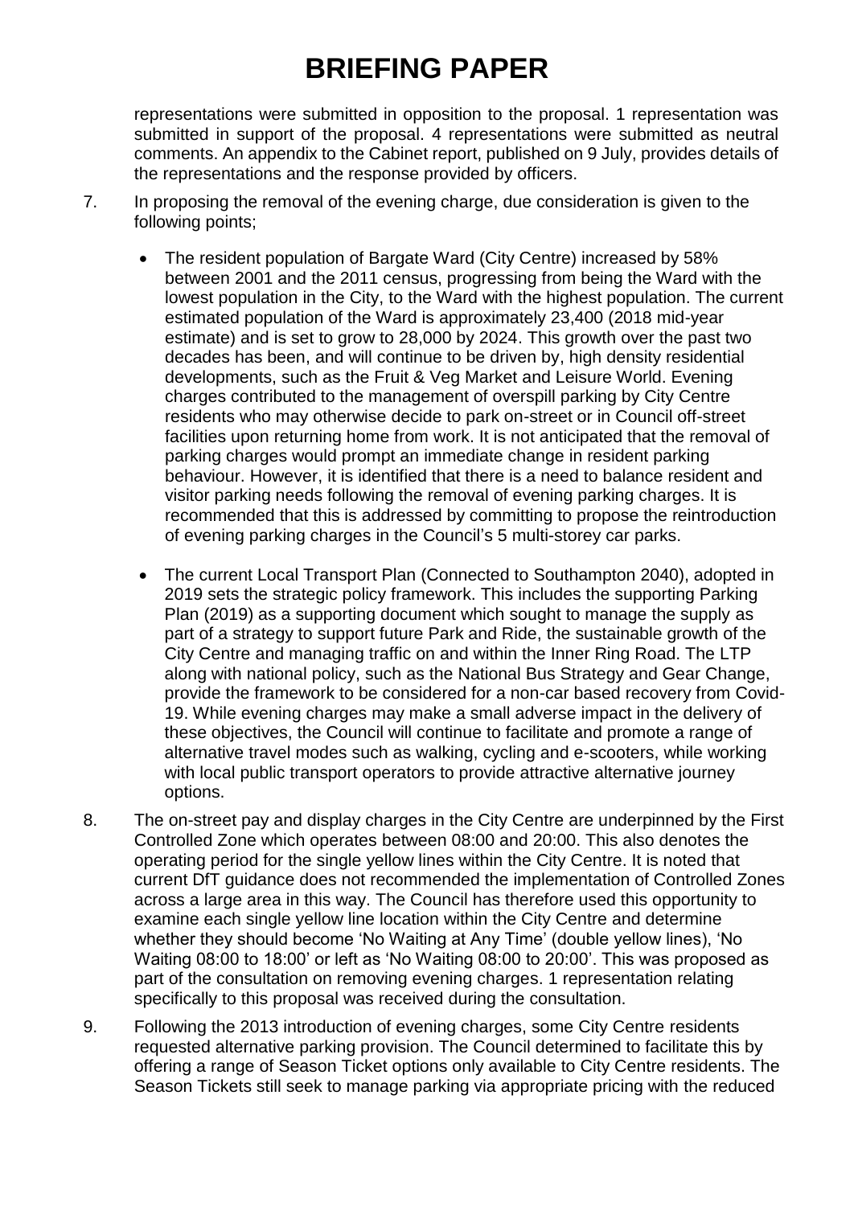representations were submitted in opposition to the proposal. 1 representation was submitted in support of the proposal. 4 representations were submitted as neutral comments. An appendix to the Cabinet report, published on 9 July, provides details of the representations and the response provided by officers.

7. In proposing the removal of the evening charge, due consideration is given to the following points;

    - The resident population of Bargate Ward (City Centre) increased by 58% between 2001 and the 2011 census, progressing from being the Ward with the lowest population in the City, to the Ward with the highest population. The current estimated population of the Ward is approximately 23,400 (2018 mid-year estimate) and is set to grow to 28,000 by 2024. This growth over the past two decades has been, and will continue to be driven by, high density residential developments, such as the Fruit & Veg Market and Leisure World. Evening charges contributed to the management of overspill parking by City Centre residents who may otherwise decide to park on-street or in Council off-street facilities upon returning home from work. It is not anticipated that the removal of parking charges would prompt an immediate change in resident parking behaviour. However, it is identified that there is a need to balance resident and visitor parking needs following the removal of evening parking charges. It is recommended that this is addressed by committing to propose the reintroduction of evening parking charges in the Council's 5 multi-storey car parks.

    - The current Local Transport Plan (Connected to Southampton 2040), adopted in 2019 sets the strategic policy framework. This includes the supporting Parking Plan (2019) as a supporting document which sought to manage the supply as part of a strategy to support future Park and Ride, the sustainable growth of the City Centre and managing traffic on and within the Inner Ring Road. The LTP along with national policy, such as the National Bus Strategy and Gear Change, provide the framework to be considered for a non-car based recovery from Covid-19. While evening charges may make a small adverse impact in the delivery of these objectives, the Council will continue to facilitate and promote a range of alternative travel modes such as walking, cycling and e-scooters, while working with local public transport operators to provide attractive alternative journey options.

8. The on-street pay and display charges in the City Centre are underpinned by the First Controlled Zone which operates between 08:00 and 20:00. This also denotes the operating period for the single yellow lines within the City Centre. It is noted that current DfT guidance does not recommended the implementation of Controlled Zones across a large area in this way. The Council has therefore used this opportunity to examine each single yellow line location within the City Centre and determine whether they should become 'No Waiting at Any Time' (double yellow lines), 'No Waiting 08:00 to 18:00' or left as 'No Waiting 08:00 to 20:00'. This was proposed as part of the consultation on removing evening charges. 1 representation relating specifically to this proposal was received during the consultation.

9. Following the 2013 introduction of evening charges, some City Centre residents requested alternative parking provision. The Council determined to facilitate this by offering a range of Season Ticket options only available to City Centre residents. The Season Tickets still seek to manage parking via appropriate pricing with the reduced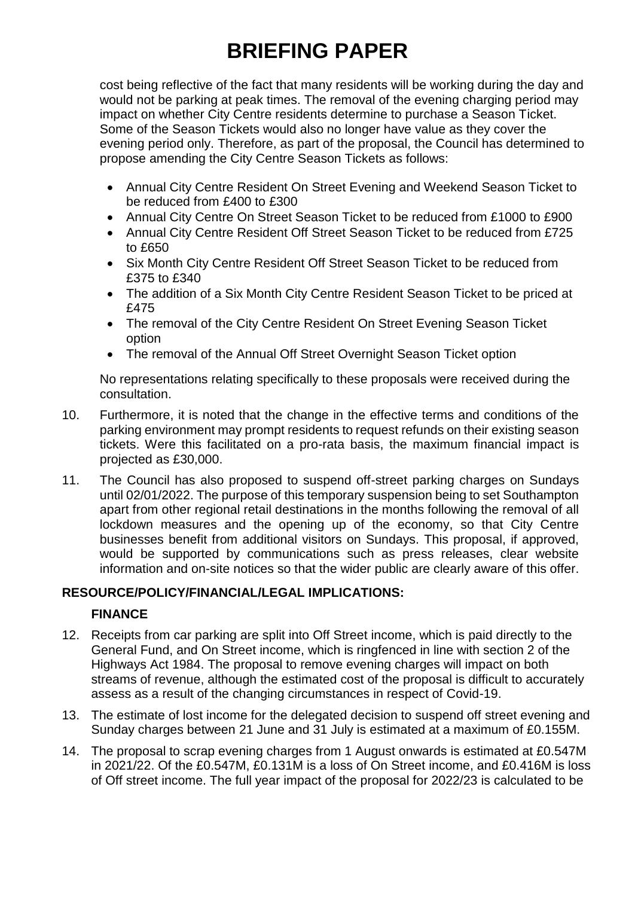cost being reflective of the fact that many residents will be working during the day and would not be parking at peak times. The removal of the evening charging period may impact on whether City Centre residents determine to purchase a Season Ticket. Some of the Season Tickets would also no longer have value as they cover the evening period only. Therefore, as part of the proposal, the Council has determined to propose amending the City Centre Season Tickets as follows:

- Annual City Centre Resident On Street Evening and Weekend Season Ticket to be reduced from £400 to £300
- Annual City Centre On Street Season Ticket to be reduced from £1000 to £900
- Annual City Centre Resident Off Street Season Ticket to be reduced from £725 to £650
- Six Month City Centre Resident Off Street Season Ticket to be reduced from £375 to £340
- The addition of a Six Month City Centre Resident Season Ticket to be priced at £475
- The removal of the City Centre Resident On Street Evening Season Ticket option
- The removal of the Annual Off Street Overnight Season Ticket option

No representations relating specifically to these proposals were received during the consultation.

10. Furthermore, it is noted that the change in the effective terms and conditions of the parking environment may prompt residents to request refunds on their existing season tickets. Were this facilitated on a pro-rata basis, the maximum financial impact is projected as £30,000.

11. The Council has also proposed to suspend off-street parking charges on Sundays until 02/01/2022. The purpose of this temporary suspension being to set Southampton apart from other regional retail destinations in the months following the removal of all lockdown measures and the opening up of the economy, so that City Centre businesses benefit from additional visitors on Sundays. This proposal, if approved, would be supported by communications such as press releases, clear website information and on-site notices so that the wider public are clearly aware of this offer.

**RESOURCE/POLICY/FINANCIAL/LEGAL IMPLICATIONS:**

**FINANCE**

12. Receipts from car parking are split into Off Street income, which is paid directly to the General Fund, and On Street income, which is ringfenced in line with section 2 of the Highways Act 1984. The proposal to remove evening charges will impact on both streams of revenue, although the estimated cost of the proposal is difficult to accurately assess as a result of the changing circumstances in respect of Covid-19.

13. The estimate of lost income for the delegated decision to suspend off street evening and Sunday charges between 21 June and 31 July is estimated at a maximum of £0.155M.

14. The proposal to scrap evening charges from 1 August onwards is estimated at £0.547M in 2021/22. Of the £0.547M, £0.131M is a loss of On Street income, and £0.416M is loss of Off street income. The full year impact of the proposal for 2022/23 is calculated to be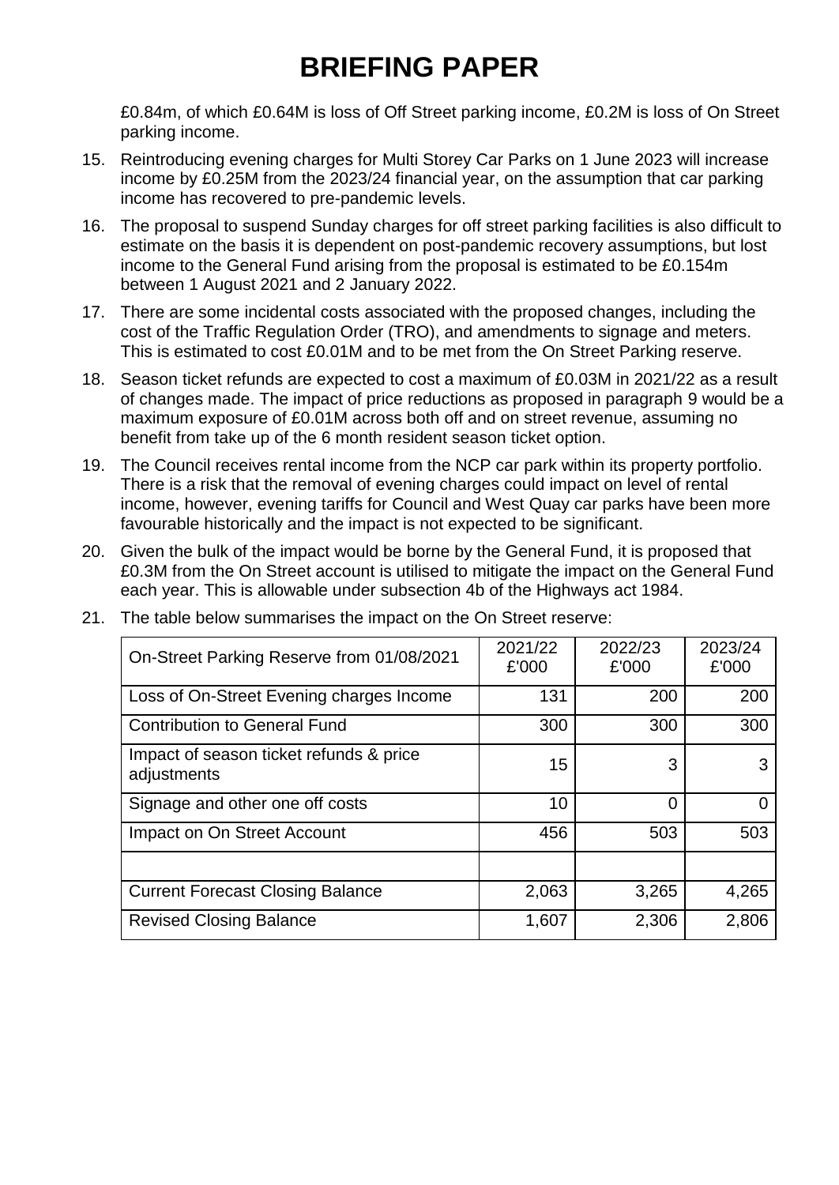# BRIEFING PAPER

£0.84m, of which £0.64M is loss of Off Street parking income, £0.2M is loss of On Street parking income.

15. Reintroducing evening charges for Multi Storey Car Parks on 1 June 2023 will increase income by £0.25M from the 2023/24 financial year, on the assumption that car parking income has recovered to pre-pandemic levels.

16. The proposal to suspend Sunday charges for off street parking facilities is also difficult to estimate on the basis it is dependent on post-pandemic recovery assumptions, but lost income to the General Fund arising from the proposal is estimated to be £0.154m between 1 August 2021 and 2 January 2022.

17. There are some incidental costs associated with the proposed changes, including the cost of the Traffic Regulation Order (TRO), and amendments to signage and meters. This is estimated to cost £0.01M and to be met from the On Street Parking reserve.

18. Season ticket refunds are expected to cost a maximum of £0.03M in 2021/22 as a result of changes made. The impact of price reductions as proposed in paragraph 9 would be a maximum exposure of £0.01M across both off and on street revenue, assuming no benefit from take up of the 6 month resident season ticket option.

19. The Council receives rental income from the NCP car park within its property portfolio. There is a risk that the removal of evening charges could impact on level of rental income, however, evening tariffs for Council and West Quay car parks have been more favourable historically and the impact is not expected to be significant.

20. Given the bulk of the impact would be borne by the General Fund, it is proposed that £0.3M from the On Street account is utilised to mitigate the impact on the General Fund each year. This is allowable under subsection 4b of the Highways act 1984.

21. The table below summarises the impact on the On Street reserve:

| On-Street Parking Reserve from 01/08/2021 | 2021/22 £'000 | 2022/23 £'000 | 2023/24 £'000 |
|---|---|---|---|
| Loss of On-Street Evening charges Income | 131 | 200 | 200 |
| Contribution to General Fund | 300 | 300 | 300 |
| Impact of season ticket refunds & price adjustments | 15 | 3 | 3 |
| Signage and other one off costs | 10 | 0 | 0 |
| Impact on On Street Account | 456 | 503 | 503 |
| | | | |
| Current Forecast Closing Balance | 2,063 | 3,265 | 4,265 |
| Revised Closing Balance | 1,607 | 2,306 | 2,806 |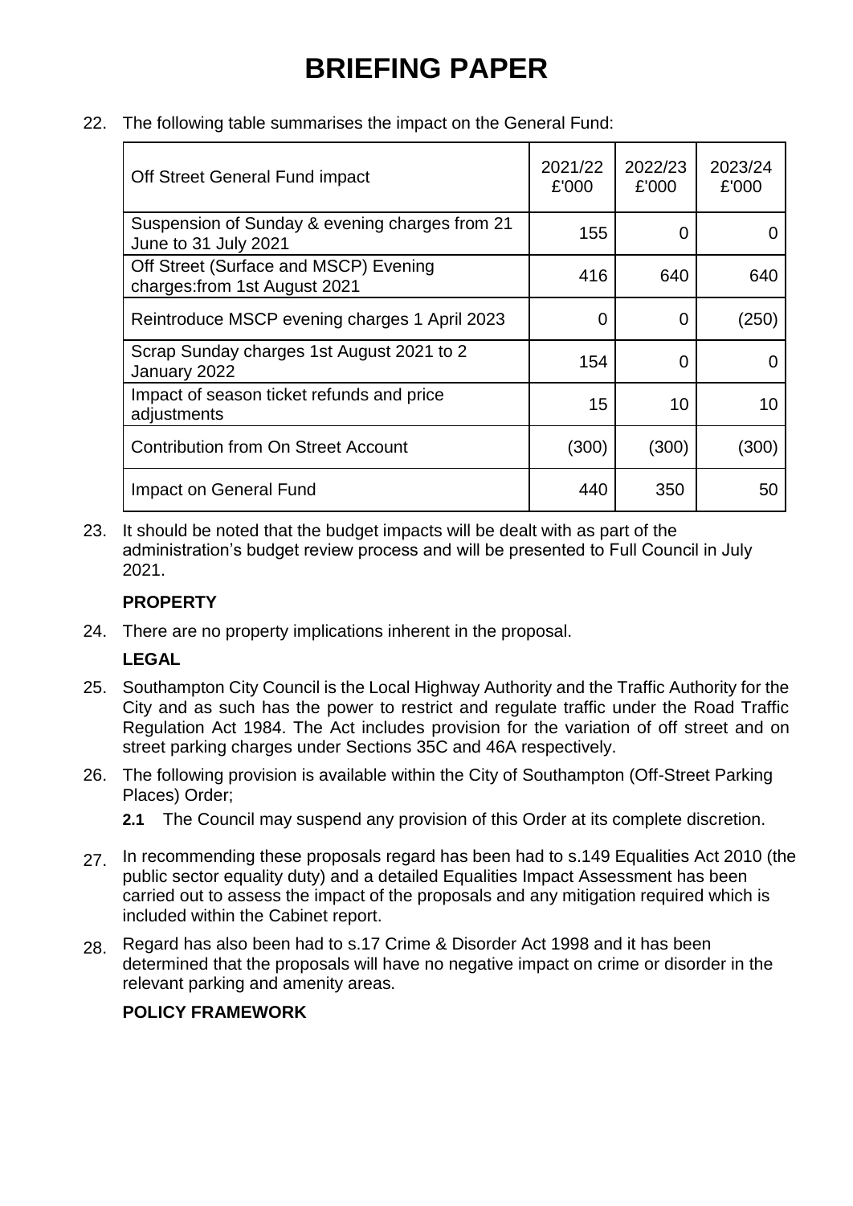# BRIEFING PAPER

22. The following table summarises the impact on the General Fund:

| Off Street General Fund impact | 2021/22 £'000 | 2022/23 £'000 | 2023/24 £'000 |
|---|---|---|---|
| Suspension of Sunday & evening charges from 21 June to 31 July 2021 | 155 | 0 | 0 |
| Off Street (Surface and MSCP) Evening charges:from 1st August 2021 | 416 | 640 | 640 |
| Reintroduce MSCP evening charges 1 April 2023 | 0 | 0 | (250) |
| Scrap Sunday charges 1st August 2021 to 2 January 2022 | 154 | 0 | 0 |
| Impact of season ticket refunds and price adjustments | 15 | 10 | 10 |
| Contribution from On Street Account | (300) | (300) | (300) |
| Impact on General Fund | 440 | 350 | 50 |

23. It should be noted that the budget impacts will be dealt with as part of the administration's budget review process and will be presented to Full Council in July 2021.

**PROPERTY**

24. There are no property implications inherent in the proposal.

**LEGAL**

25. Southampton City Council is the Local Highway Authority and the Traffic Authority for the City and as such has the power to restrict and regulate traffic under the Road Traffic Regulation Act 1984. The Act includes provision for the variation of off street and on street parking charges under Sections 35C and 46A respectively.

26. The following provision is available within the City of Southampton (Off-Street Parking Places) Order;

    **2.1** The Council may suspend any provision of this Order at its complete discretion.

27. In recommending these proposals regard has been had to s.149 Equalities Act 2010 (the public sector equality duty) and a detailed Equalities Impact Assessment has been carried out to assess the impact of the proposals and any mitigation required which is included within the Cabinet report.

28. Regard has also been had to s.17 Crime & Disorder Act 1998 and it has been determined that the proposals will have no negative impact on crime or disorder in the relevant parking and amenity areas.

**POLICY FRAMEWORK**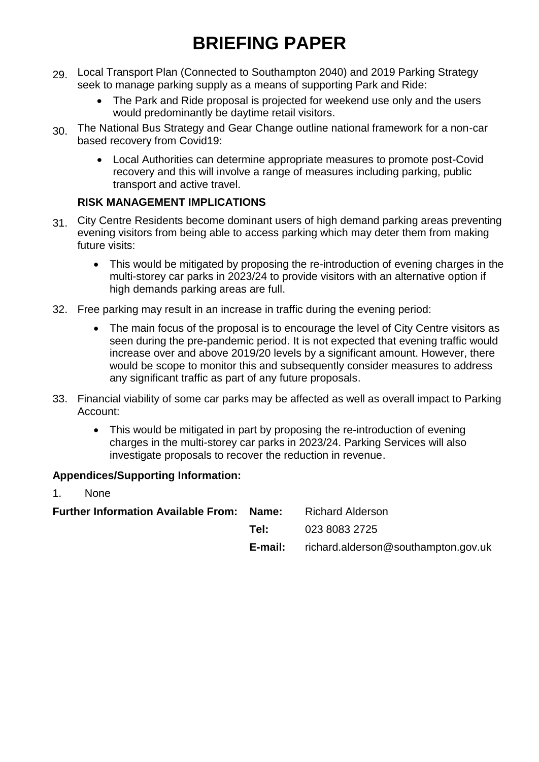# BRIEFING PAPER

29. Local Transport Plan (Connected to Southampton 2040) and 2019 Parking Strategy seek to manage parking supply as a means of supporting Park and Ride:
    - The Park and Ride proposal is projected for weekend use only and the users would predominantly be daytime retail visitors.
30. The National Bus Strategy and Gear Change outline national framework for a non-car based recovery from Covid19:
    - Local Authorities can determine appropriate measures to promote post-Covid recovery and this will involve a range of measures including parking, public transport and active travel.

**RISK MANAGEMENT IMPLICATIONS**

31. City Centre Residents become dominant users of high demand parking areas preventing evening visitors from being able to access parking which may deter them from making future visits:
    - This would be mitigated by proposing the re-introduction of evening charges in the multi-storey car parks in 2023/24 to provide visitors with an alternative option if high demands parking areas are full.
32. Free parking may result in an increase in traffic during the evening period:
    - The main focus of the proposal is to encourage the level of City Centre visitors as seen during the pre-pandemic period. It is not expected that evening traffic would increase over and above 2019/20 levels by a significant amount. However, there would be scope to monitor this and subsequently consider measures to address any significant traffic as part of any future proposals.
33. Financial viability of some car parks may be affected as well as overall impact to Parking Account:
    - This would be mitigated in part by proposing the re-introduction of evening charges in the multi-storey car parks in 2023/24. Parking Services will also investigate proposals to recover the reduction in revenue.

**Appendices/Supporting Information:**

1. None

| | | |
|---|---|---|
| **Further Information Available From:** | **Name:** | Richard Alderson |
| | **Tel:** | 023 8083 2725 |
| | **E-mail:** | richard.alderson@southampton.gov.uk |